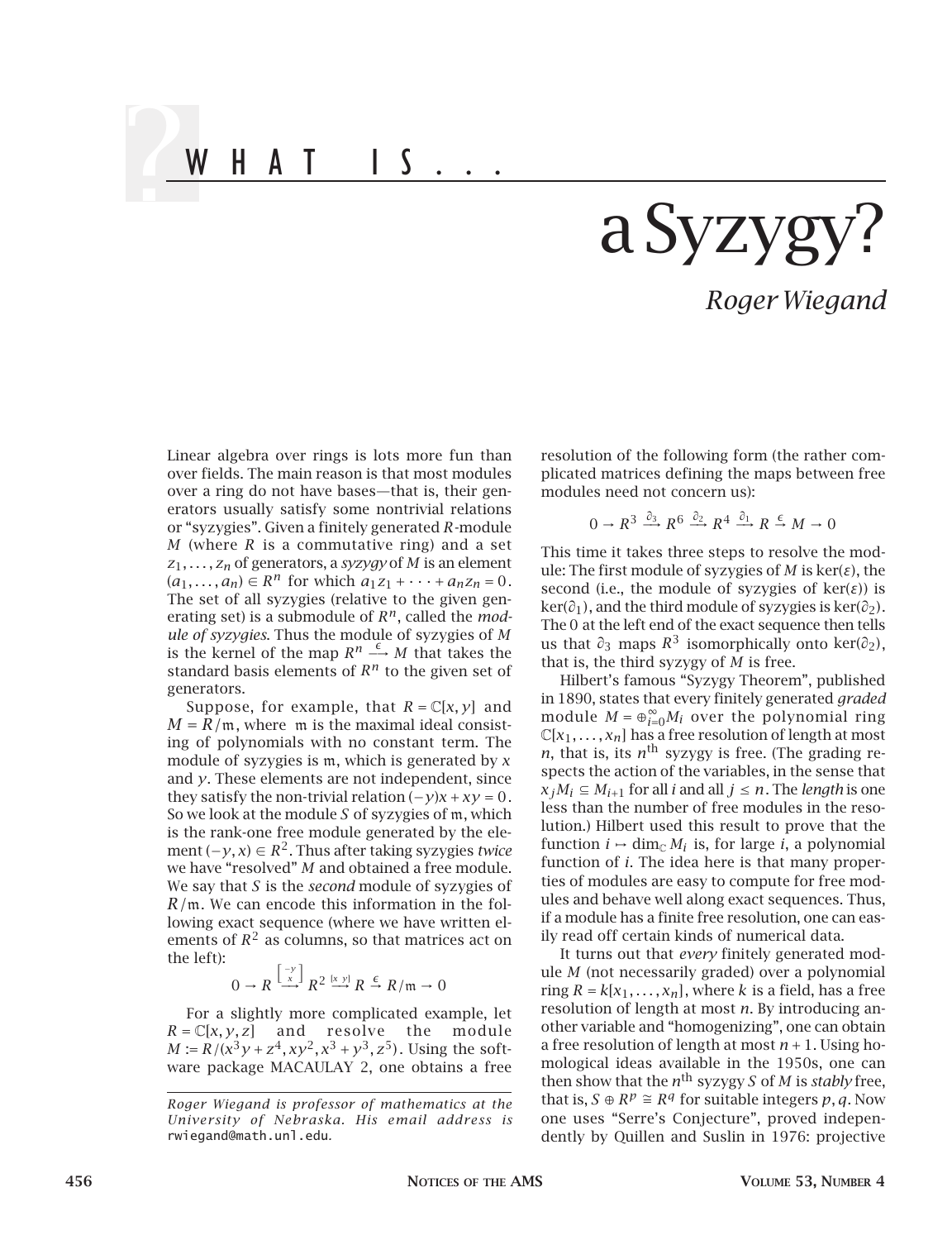# WHAT IS...

# a Syzygy?

*Roger Wiegand*

Linear algebra over rings is lots more fun than over fields. The main reason is that most modules over a ring do not have bases—that is, their generators usually satisfy some nontrivial relations or "syzygies". Given a finitely generated $R$-module $M$ (where $R$ is a commutative ring) and a set $z_1, \ldots, z_n$ of generators, a *syzygy* of $M$ is an element $(a_1, \ldots, a_n) \in R^n$ for which $a_1 z_1 + \cdots + a_n z_n = 0$. The set of all syzygies (relative to the given generating set) is a submodule of $R^n$, called the *module of syzygies*. Thus the module of syzygies of $M$ is the kernel of the map $R^n \xrightarrow{\epsilon} M$ that takes the standard basis elements of $R^n$ to the given set of generators.

Suppose, for example, that $R = \mathbb{C}[x, y]$ and $M = R/\mathfrak{m}$, where $\mathfrak{m}$ is the maximal ideal consisting of polynomials with no constant term. The module of syzygies is $\mathfrak{m}$, which is generated by $x$ and $y$. These elements are not independent, since they satisfy the non-trivial relation $(-y)x + xy = 0$. So we look at the module $S$ of syzygies of $\mathfrak{m}$, which is the rank-one free module generated by the element $(-y, x) \in R^2$. Thus after taking syzygies *twice* we have "resolved" $M$ and obtained a free module. We say that $S$ is the *second* module of syzygies of $R/\mathfrak{m}$. We can encode this information in the following exact sequence (where we have written elements of $R^2$ as columns, so that matrices act on the left):

$$0 \to R \xrightarrow{\left[\begin{smallmatrix} -y \\ x \end{smallmatrix}\right]} R^2 \xrightarrow{[x\ y]} R \xrightarrow{\epsilon} R/\mathfrak{m} \to 0$$

For a slightly more complicated example, let $R = \mathbb{C}[x, y, z]$ and resolve the module $M := R/(x^3y + z^4, xy^2, x^3 + y^3, z^5)$. Using the software package MACAULAY 2, one obtains a free resolution of the following form (the rather complicated matrices defining the maps between free modules need not concern us):

$$0 \to R^3 \xrightarrow{\partial_3} R^6 \xrightarrow{\partial_2} R^4 \xrightarrow{\partial_1} R \xrightarrow{\epsilon} M \to 0$$

This time it takes three steps to resolve the module: The first module of syzygies of $M$ is $\ker(\varepsilon)$, the second (i.e., the module of syzygies of $\ker(\varepsilon)$) is $\ker(\partial_1)$, and the third module of syzygies is $\ker(\partial_2)$. The 0 at the left end of the exact sequence then tells us that $\partial_3$ maps $R^3$ isomorphically onto $\ker(\partial_2)$, that is, the third syzygy of $M$ is free.

Hilbert's famous "Syzygy Theorem", published in 1890, states that every finitely generated *graded* module $M = \oplus_{i=0}^{\infty} M_i$ over the polynomial ring $\mathbb{C}[x_1, \ldots, x_n]$ has a free resolution of length at most $n$, that is, its $n^{\text{th}}$ syzygy is free. (The grading respects the action of the variables, in the sense that $x_j M_i \subseteq M_{i+1}$ for all $i$ and all $j \le n$. The *length* is one less than the number of free modules in the resolution.) Hilbert used this result to prove that the function $i \mapsto \dim_{\mathbb{C}} M_i$ is, for large $i$, a polynomial function of $i$. The idea here is that many properties of modules are easy to compute for free modules and behave well along exact sequences. Thus, if a module has a finite free resolution, one can easily read off certain kinds of numerical data.

It turns out that *every* finitely generated module $M$ (not necessarily graded) over a polynomial ring $R = k[x_1, \ldots, x_n]$, where $k$ is a field, has a free resolution of length at most $n$. By introducing another variable and "homogenizing", one can obtain a free resolution of length at most $n + 1$. Using homological ideas available in the 1950s, one can then show that the $n^{\text{th}}$ syzygy $S$ of $M$ is *stably* free, that is, $S \oplus R^p \cong R^q$ for suitable integers $p, q$. Now one uses "Serre's Conjecture", proved independently by Quillen and Suslin in 1976: projective

*Roger Wiegand is professor of mathematics at the University of Nebraska. His email address is* rwiegand@math.unl.edu.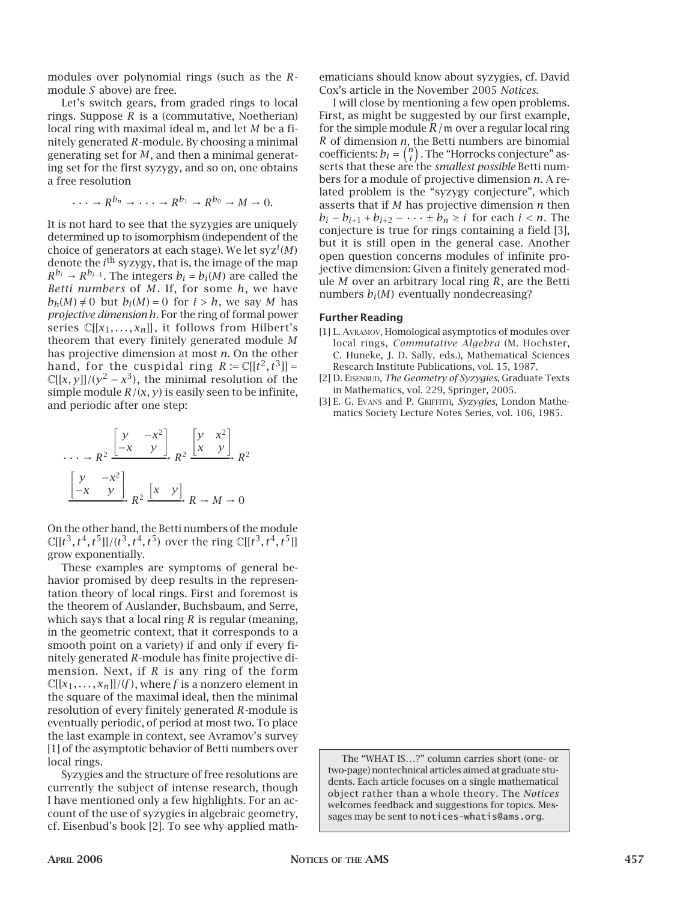modules over polynomial rings (such as the $R$-module $S$ above) are free.

Let's switch gears, from graded rings to local rings. Suppose $R$ is a (commutative, Noetherian) local ring with maximal ideal $\mathfrak{m}$, and let $M$ be a finitely generated $R$-module. By choosing a minimal generating set for $M$, and then a minimal generating set for the first syzygy, and so on, one obtains a free resolution

$$\cdots \to R^{b_n} \to \cdots \to R^{b_1} \to R^{b_0} \to M \to 0.$$

It is not hard to see that the syzygies are uniquely determined up to isomorphism (independent of the choice of generators at each stage). We let $\operatorname{syz}^i(M)$ denote the $i^{\text{th}}$ syzygy, that is, the image of the map $R^{b_i} \to R^{b_{i-1}}$. The integers $b_i = b_i(M)$ are called the *Betti numbers* of $M$. If, for some $h$, we have $b_h(M) \neq 0$ but $b_i(M) = 0$ for $i > h$, we say $M$ has *projective dimension* $h$. For the ring of formal power series $\mathbb{C}[[x_1, \dots, x_n]]$, it follows from Hilbert's theorem that every finitely generated module $M$ has projective dimension at most $n$. On the other hand, for the cuspidal ring $R := \mathbb{C}[[t^2, t^3]] = \mathbb{C}[[x, y]]/(y^2 - x^3)$, the minimal resolution of the simple module $R/(x, y)$ is easily seen to be infinite, and periodic after one step:

$$\cdots \to R^2 \xrightarrow{\begin{bmatrix} y & -x^2 \\ -x & y \end{bmatrix}} R^2 \xrightarrow{\begin{bmatrix} y & x^2 \\ x & y \end{bmatrix}} R^2$$

$$\xrightarrow{\begin{bmatrix} y & -x^2 \\ -x & y \end{bmatrix}} R^2 \xrightarrow{\begin{bmatrix} x & y \end{bmatrix}} R \to M \to 0$$

On the other hand, the Betti numbers of the module $\mathbb{C}[[t^3, t^4, t^5]]/(t^3, t^4, t^5)$ over the ring $\mathbb{C}[[t^3, t^4, t^5]]$ grow exponentially.

These examples are symptoms of general behavior promised by deep results in the representation theory of local rings. First and foremost is the theorem of Auslander, Buchsbaum, and Serre, which says that a local ring $R$ is regular (meaning, in the geometric context, that it corresponds to a smooth point on a variety) if and only if every finitely generated $R$-module has finite projective dimension. Next, if $R$ is any ring of the form $\mathbb{C}[[x_1, \dots, x_n]]/(f)$, where $f$ is a nonzero element in the square of the maximal ideal, then the minimal resolution of every finitely generated $R$-module is eventually periodic, of period at most two. To place the last example in context, see Avramov's survey [1] of the asymptotic behavior of Betti numbers over local rings.

Syzygies and the structure of free resolutions are currently the subject of intense research, though I have mentioned only a few highlights. For an account of the use of syzygies in algebraic geometry, cf. Eisenbud's book [2]. To see why applied mathematicians should know about syzygies, cf. David Cox's article in the November 2005 *Notices*.

I will close by mentioning a few open problems. First, as might be suggested by our first example, for the simple module $R/\mathfrak{m}$ over a regular local ring $R$ of dimension $n$, the Betti numbers are binomial coefficients: $b_i = \binom{n}{i}$. The "Horrocks conjecture" asserts that these are the *smallest possible* Betti numbers for a module of projective dimension $n$. A related problem is the "syzygy conjecture", which asserts that if $M$ has projective dimension $n$ then $b_i - b_{i+1} + b_{i+2} - \cdots \pm b_n \geq i$ for each $i < n$. The conjecture is true for rings containing a field [3], but it is still open in the general case. Another open question concerns modules of infinite projective dimension: Given a finitely generated module $M$ over an arbitrary local ring $R$, are the Betti numbers $b_i(M)$ eventually nondecreasing?

### Further Reading

[1] L. Avramov, Homological asymptotics of modules over local rings, *Commutative Algebra* (M. Hochster, C. Huneke, J. D. Sally, eds.), Mathematical Sciences Research Institute Publications, vol. 15, 1987.

[2] D. Eisenbud, *The Geometry of Syzygies*, Graduate Texts in Mathematics, vol. 229, Springer, 2005.

[3] E. G. Evans and P. Griffith, *Syzygies*, London Mathematics Society Lecture Notes Series, vol. 106, 1985.

The "WHAT IS...?" column carries short (one- or two-page) nontechnical articles aimed at graduate students. Each article focuses on a single mathematical object rather than a whole theory. The *Notices* welcomes feedback and suggestions for topics. Messages may be sent to notices-whatis@ams.org.